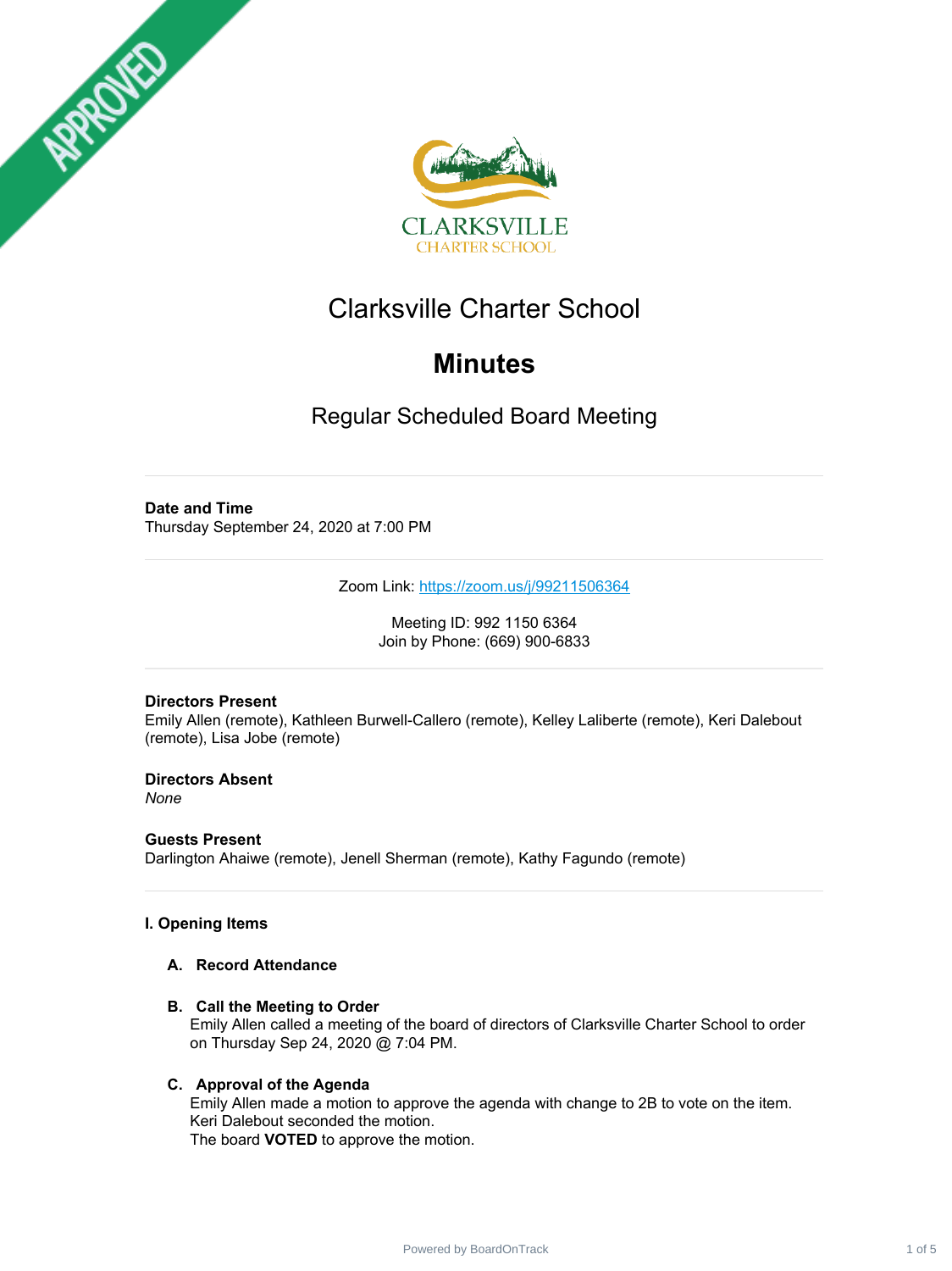# Clarksville Charter School

## Minutes

### Regular Scheduled Board Meeting

**Date and Time**
Thursday September 24, 2020 at 7:00 PM

Zoom Link: https://zoom.us/j/99211506364

Meeting ID: 992 1150 6364
Join by Phone: (669) 900-6833

**Directors Present**
Emily Allen (remote), Kathleen Burwell-Callero (remote), Kelley Laliberte (remote), Keri Dalebout (remote), Lisa Jobe (remote)

**Directors Absent**
*None*

**Guests Present**
Darlington Ahaiwe (remote), Jenell Sherman (remote), Kathy Fagundo (remote)

**I. Opening Items**

**A. Record Attendance**

**B. Call the Meeting to Order**
Emily Allen called a meeting of the board of directors of Clarksville Charter School to order on Thursday Sep 24, 2020 @ 7:04 PM.

**C. Approval of the Agenda**
Emily Allen made a motion to approve the agenda with change to 2B to vote on the item.
Keri Dalebout seconded the motion.
The board **VOTED** to approve the motion.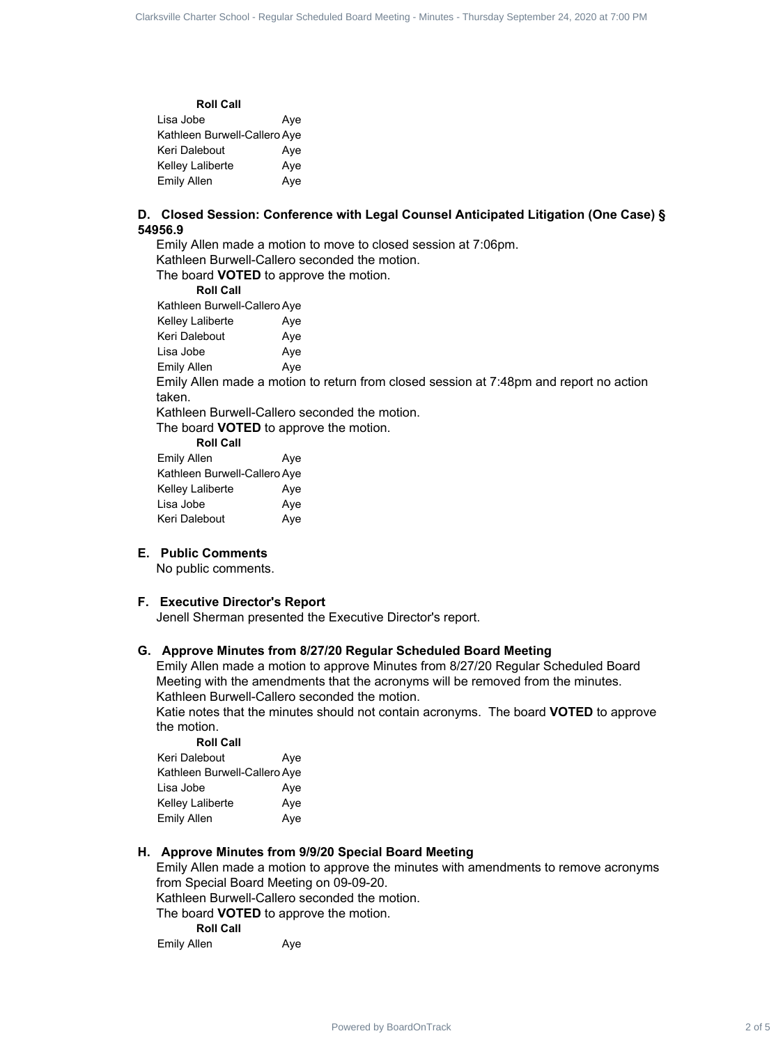**Roll Call**

| | |
|---|---|
| Lisa Jobe | Aye |
| Kathleen Burwell-Callero | Aye |
| Keri Dalebout | Aye |
| Kelley Laliberte | Aye |
| Emily Allen | Aye |

### D. Closed Session: Conference with Legal Counsel Anticipated Litigation (One Case) § 54956.9

Emily Allen made a motion to move to closed session at 7:06pm.

Kathleen Burwell-Callero seconded the motion.

The board **VOTED** to approve the motion.

**Roll Call**

| | |
|---|---|
| Kathleen Burwell-Callero | Aye |
| Kelley Laliberte | Aye |
| Keri Dalebout | Aye |
| Lisa Jobe | Aye |
| Emily Allen | Aye |

Emily Allen made a motion to return from closed session at 7:48pm and report no action taken.

Kathleen Burwell-Callero seconded the motion.

The board **VOTED** to approve the motion.

**Roll Call**

| | |
|---|---|
| Emily Allen | Aye |
| Kathleen Burwell-Callero | Aye |
| Kelley Laliberte | Aye |
| Lisa Jobe | Aye |
| Keri Dalebout | Aye |

### E. Public Comments

No public comments.

### F. Executive Director's Report

Jenell Sherman presented the Executive Director's report.

### G. Approve Minutes from 8/27/20 Regular Scheduled Board Meeting

Emily Allen made a motion to approve Minutes from 8/27/20 Regular Scheduled Board Meeting with the amendments that the acronyms will be removed from the minutes.

Kathleen Burwell-Callero seconded the motion.

Katie notes that the minutes should not contain acronyms. The board **VOTED** to approve the motion.

**Roll Call**

| | |
|---|---|
| Keri Dalebout | Aye |
| Kathleen Burwell-Callero | Aye |
| Lisa Jobe | Aye |
| Kelley Laliberte | Aye |
| Emily Allen | Aye |

### H. Approve Minutes from 9/9/20 Special Board Meeting

Emily Allen made a motion to approve the minutes with amendments to remove acronyms from Special Board Meeting on 09-09-20.

Kathleen Burwell-Callero seconded the motion.

The board **VOTED** to approve the motion.

**Roll Call**

| | |
|---|---|
| Emily Allen | Aye |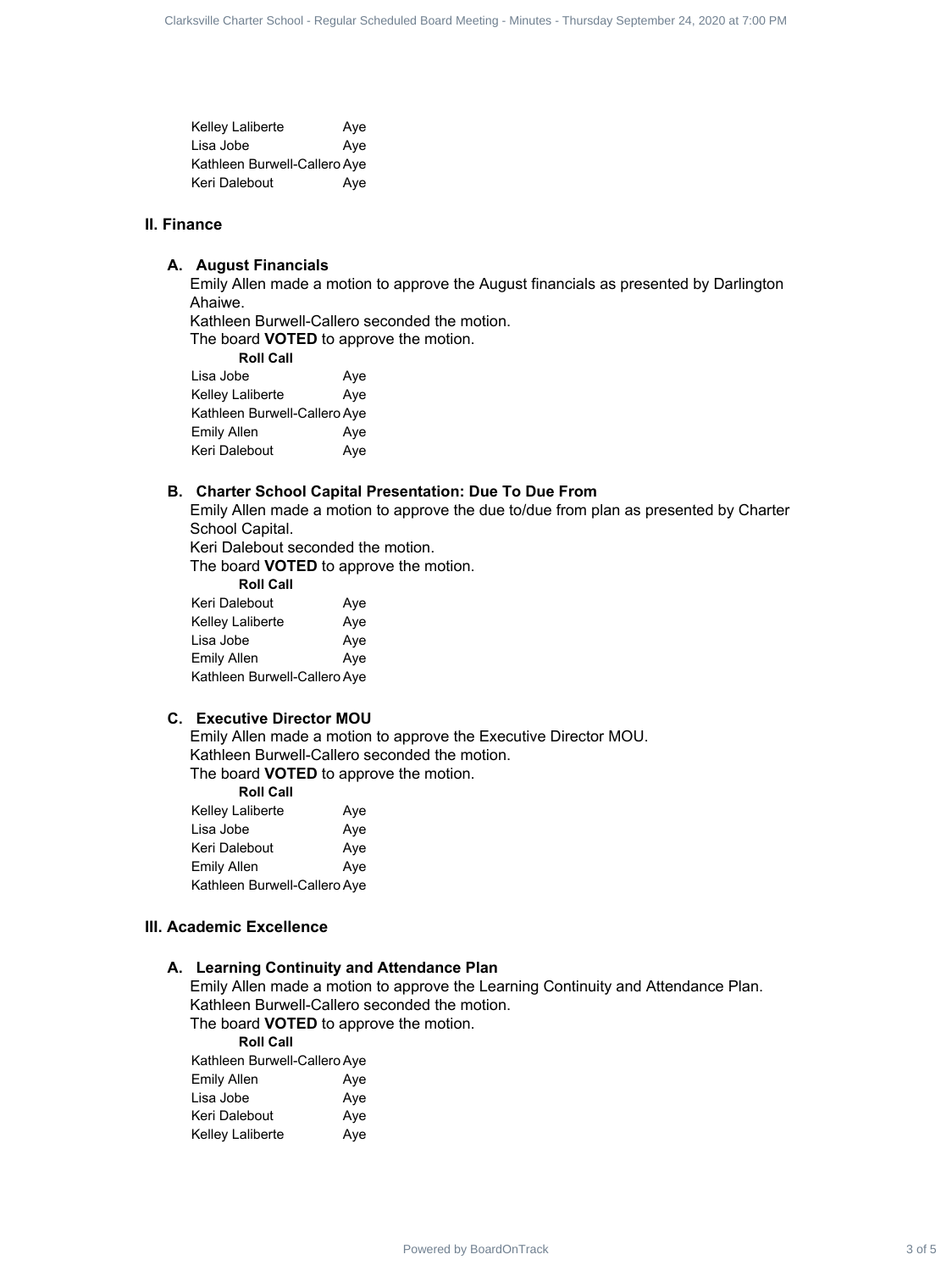| | |
|---|---|
| Kelley Laliberte | Aye |
| Lisa Jobe | Aye |
| Kathleen Burwell-Callero | Aye |
| Keri Dalebout | Aye |

## II. Finance

### A. August Financials

Emily Allen made a motion to approve the August financials as presented by Darlington Ahaiwe.

Kathleen Burwell-Callero seconded the motion.

The board **VOTED** to approve the motion.

| **Roll Call** | |
|---|---|
| Lisa Jobe | Aye |
| Kelley Laliberte | Aye |
| Kathleen Burwell-Callero | Aye |
| Emily Allen | Aye |
| Keri Dalebout | Aye |

### B. Charter School Capital Presentation: Due To Due From

Emily Allen made a motion to approve the due to/due from plan as presented by Charter School Capital.

Keri Dalebout seconded the motion.

The board **VOTED** to approve the motion.

| **Roll Call** | |
|---|---|
| Keri Dalebout | Aye |
| Kelley Laliberte | Aye |
| Lisa Jobe | Aye |
| Emily Allen | Aye |
| Kathleen Burwell-Callero | Aye |

### C. Executive Director MOU

Emily Allen made a motion to approve the Executive Director MOU.

Kathleen Burwell-Callero seconded the motion.

The board **VOTED** to approve the motion.

| **Roll Call** | |
|---|---|
| Kelley Laliberte | Aye |
| Lisa Jobe | Aye |
| Keri Dalebout | Aye |
| Emily Allen | Aye |
| Kathleen Burwell-Callero | Aye |

## III. Academic Excellence

### A. Learning Continuity and Attendance Plan

Emily Allen made a motion to approve the Learning Continuity and Attendance Plan.

Kathleen Burwell-Callero seconded the motion.

The board **VOTED** to approve the motion.

| **Roll Call** | |
|---|---|
| Kathleen Burwell-Callero | Aye |
| Emily Allen | Aye |
| Lisa Jobe | Aye |
| Keri Dalebout | Aye |
| Kelley Laliberte | Aye |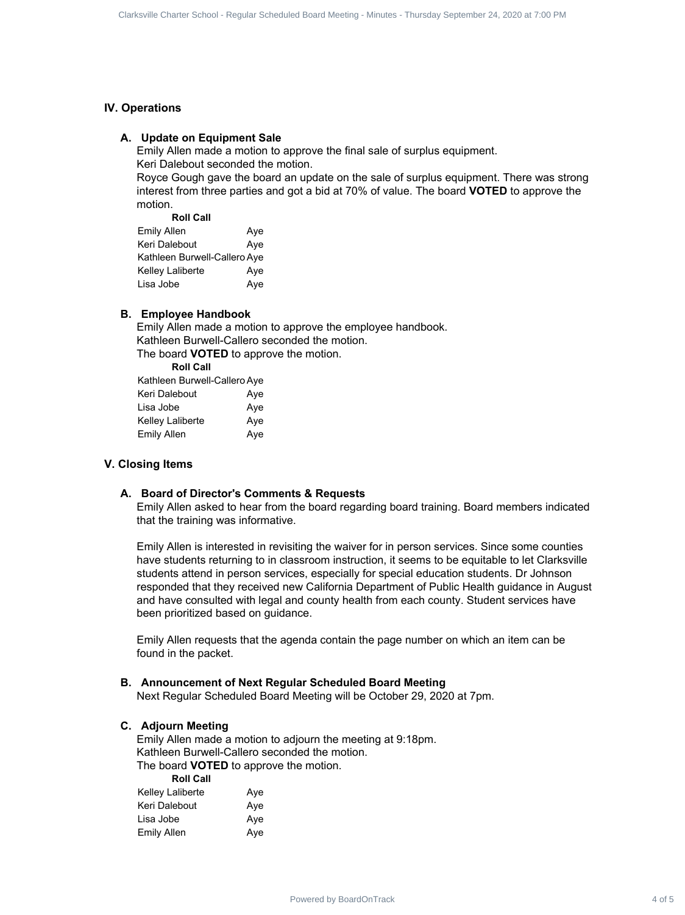## IV. Operations

### A. Update on Equipment Sale

Emily Allen made a motion to approve the final sale of surplus equipment.
Keri Dalebout seconded the motion.
Royce Gough gave the board an update on the sale of surplus equipment. There was strong interest from three parties and got a bid at 70% of value. The board **VOTED** to approve the motion.

| Roll Call | |
|---|---|
| Emily Allen | Aye |
| Keri Dalebout | Aye |
| Kathleen Burwell-Callero | Aye |
| Kelley Laliberte | Aye |
| Lisa Jobe | Aye |

### B. Employee Handbook

Emily Allen made a motion to approve the employee handbook.
Kathleen Burwell-Callero seconded the motion.
The board **VOTED** to approve the motion.

| Roll Call | |
|---|---|
| Kathleen Burwell-Callero | Aye |
| Keri Dalebout | Aye |
| Lisa Jobe | Aye |
| Kelley Laliberte | Aye |
| Emily Allen | Aye |

## V. Closing Items

### A. Board of Director's Comments & Requests

Emily Allen asked to hear from the board regarding board training. Board members indicated that the training was informative.

Emily Allen is interested in revisiting the waiver for in person services. Since some counties have students returning to in classroom instruction, it seems to be equitable to let Clarksville students attend in person services, especially for special education students. Dr Johnson responded that they received new California Department of Public Health guidance in August and have consulted with legal and county health from each county. Student services have been prioritized based on guidance.

Emily Allen requests that the agenda contain the page number on which an item can be found in the packet.

### B. Announcement of Next Regular Scheduled Board Meeting

Next Regular Scheduled Board Meeting will be October 29, 2020 at 7pm.

### C. Adjourn Meeting

Emily Allen made a motion to adjourn the meeting at 9:18pm.
Kathleen Burwell-Callero seconded the motion.
The board **VOTED** to approve the motion.

| Roll Call | |
|---|---|
| Kelley Laliberte | Aye |
| Keri Dalebout | Aye |
| Lisa Jobe | Aye |
| Emily Allen | Aye |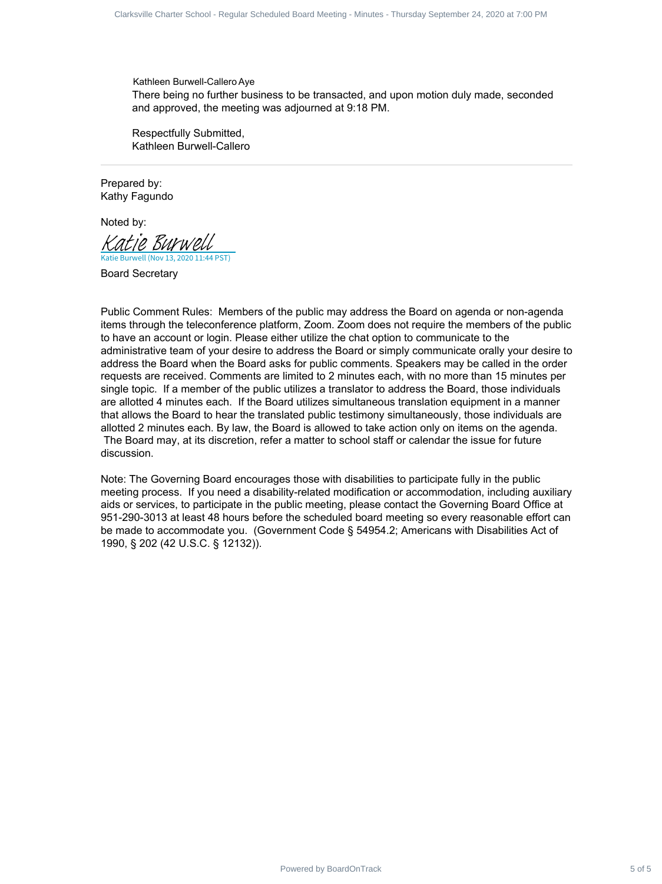Kathleen Burwell-Callero Aye

There being no further business to be transacted, and upon motion duly made, seconded and approved, the meeting was adjourned at 9:18 PM.

Respectfully Submitted,
Kathleen Burwell-Callero

---

Prepared by:
Kathy Fagundo

Noted by:

Katie Burwell
Katie Burwell (Nov 13, 2020 11:44 PST)

Board Secretary

Public Comment Rules: Members of the public may address the Board on agenda or non-agenda items through the teleconference platform, Zoom. Zoom does not require the members of the public to have an account or login. Please either utilize the chat option to communicate to the administrative team of your desire to address the Board or simply communicate orally your desire to address the Board when the Board asks for public comments. Speakers may be called in the order requests are received. Comments are limited to 2 minutes each, with no more than 15 minutes per single topic. If a member of the public utilizes a translator to address the Board, those individuals are allotted 4 minutes each. If the Board utilizes simultaneous translation equipment in a manner that allows the Board to hear the translated public testimony simultaneously, those individuals are allotted 2 minutes each. By law, the Board is allowed to take action only on items on the agenda. The Board may, at its discretion, refer a matter to school staff or calendar the issue for future discussion.

Note: The Governing Board encourages those with disabilities to participate fully in the public meeting process. If you need a disability-related modification or accommodation, including auxiliary aids or services, to participate in the public meeting, please contact the Governing Board Office at 951-290-3013 at least 48 hours before the scheduled board meeting so every reasonable effort can be made to accommodate you. (Government Code § 54954.2; Americans with Disabilities Act of 1990, § 202 (42 U.S.C. § 12132)).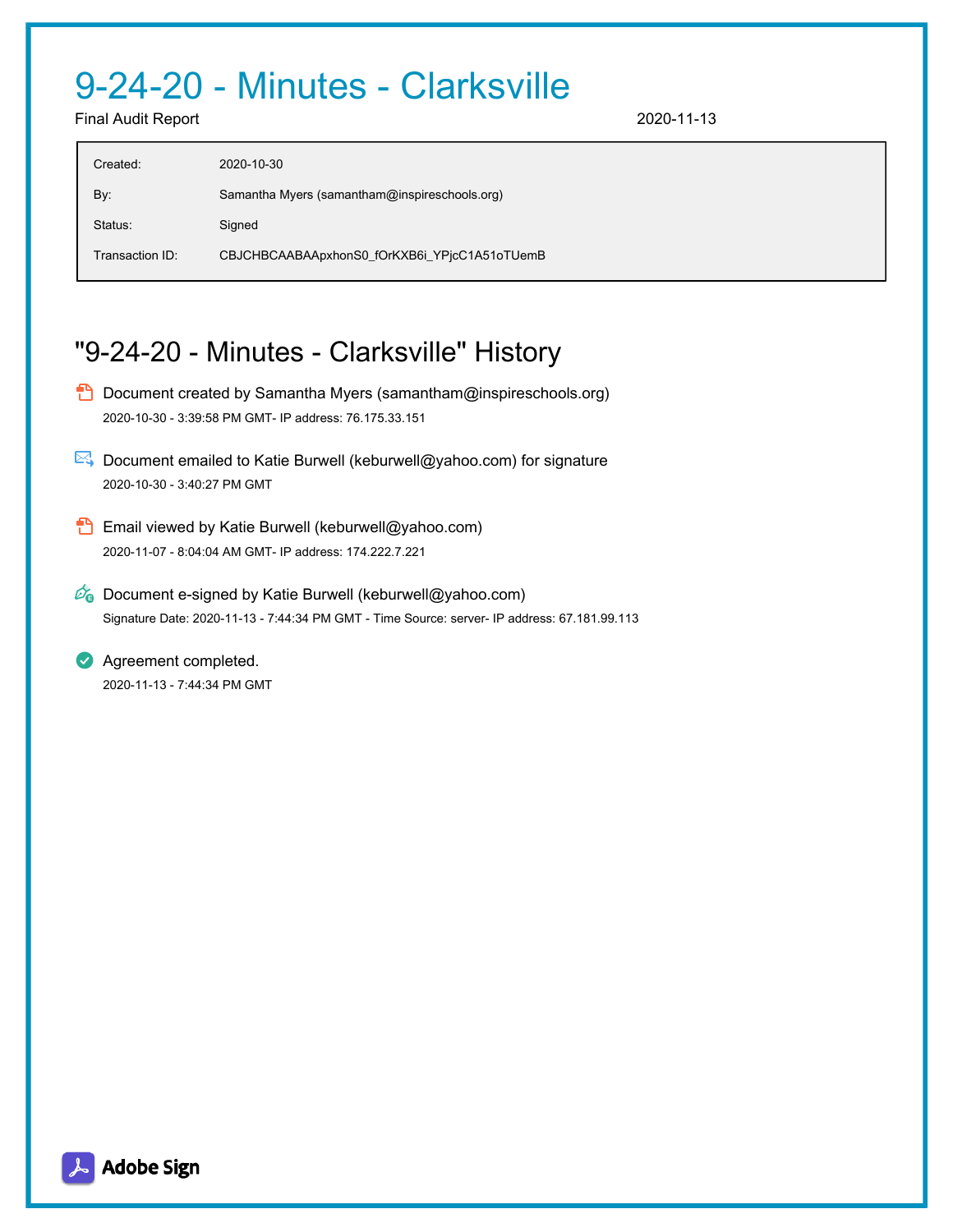# 9-24-20 - Minutes - Clarksville

Final Audit Report 2020-11-13

| | |
|---|---|
| Created: | 2020-10-30 |
| By: | Samantha Myers (samantham@inspireschools.org) |
| Status: | Signed |
| Transaction ID: | CBJCHBCAABAApxhonS0_fOrKXB6i_YPjcC1A51oTUemB |

## "9-24-20 - Minutes - Clarksville" History

- Document created by Samantha Myers (samantham@inspireschools.org)
  2020-10-30 - 3:39:58 PM GMT- IP address: 76.175.33.151

- Document emailed to Katie Burwell (keburwell@yahoo.com) for signature
  2020-10-30 - 3:40:27 PM GMT

- Email viewed by Katie Burwell (keburwell@yahoo.com)
  2020-11-07 - 8:04:04 AM GMT- IP address: 174.222.7.221

- Document e-signed by Katie Burwell (keburwell@yahoo.com)
  Signature Date: 2020-11-13 - 7:44:34 PM GMT - Time Source: server- IP address: 67.181.99.113

- Agreement completed.
  2020-11-13 - 7:44:34 PM GMT

Adobe Sign